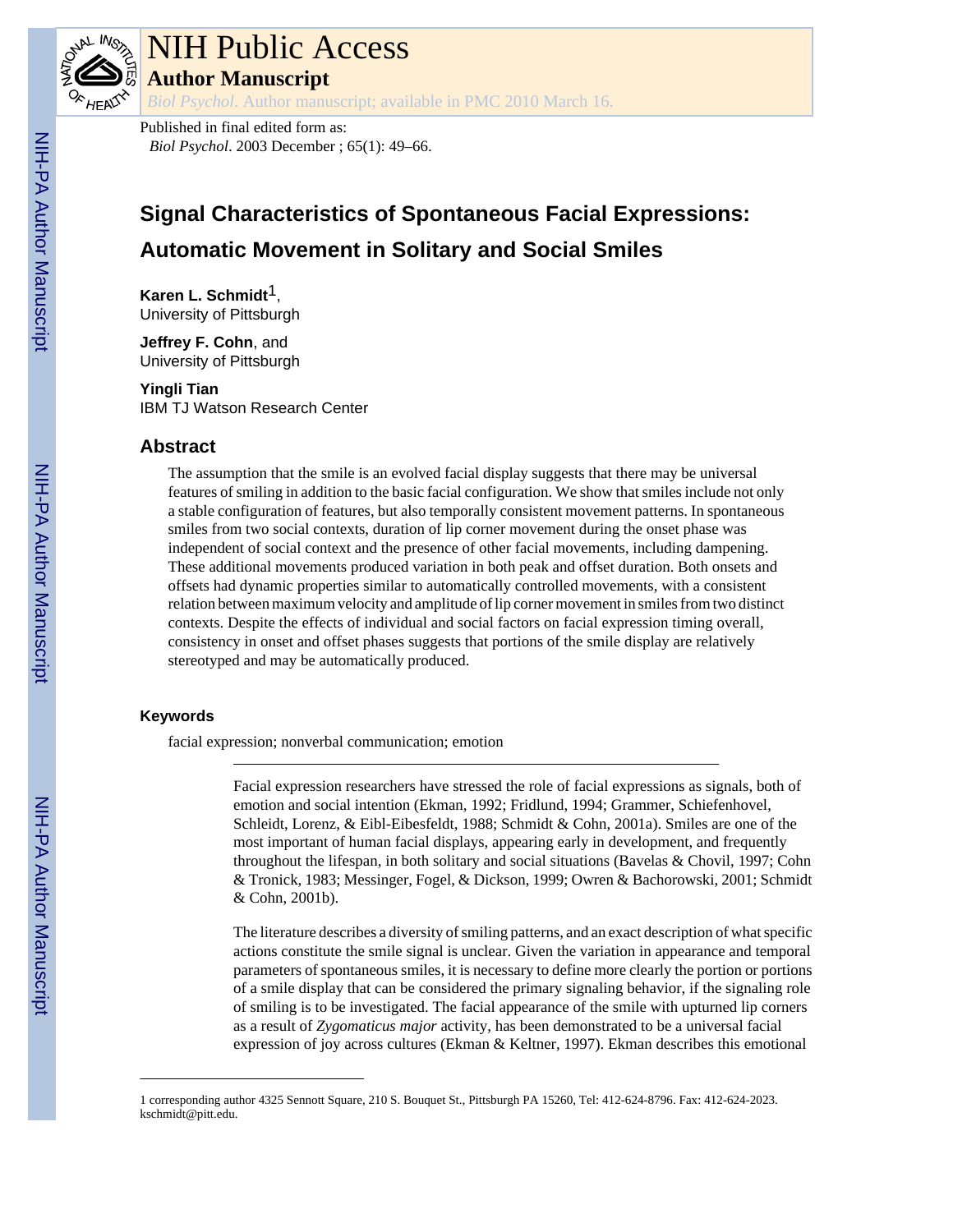# NIH Public Access

## Author Manuscript

*Biol Psychol*. Author manuscript; available in PMC 2010 March 16.

Published in final edited form as:

*Biol Psychol*. 2003 December ; 65(1): 49–66.

# Signal Characteristics of Spontaneous Facial Expressions: Automatic Movement in Solitary and Social Smiles

**Karen L. Schmidt**[1],
University of Pittsburgh

**Jeffrey F. Cohn**, and
University of Pittsburgh

**Yingli Tian**
IBM TJ Watson Research Center

## Abstract

The assumption that the smile is an evolved facial display suggests that there may be universal features of smiling in addition to the basic facial configuration. We show that smiles include not only a stable configuration of features, but also temporally consistent movement patterns. In spontaneous smiles from two social contexts, duration of lip corner movement during the onset phase was independent of social context and the presence of other facial movements, including dampening. These additional movements produced variation in both peak and offset duration. Both onsets and offsets had dynamic properties similar to automatically controlled movements, with a consistent relation between maximum velocity and amplitude of lip corner movement in smiles from two distinct contexts. Despite the effects of individual and social factors on facial expression timing overall, consistency in onset and offset phases suggests that portions of the smile display are relatively stereotyped and may be automatically produced.

### Keywords

facial expression; nonverbal communication; emotion

---

Facial expression researchers have stressed the role of facial expressions as signals, both of emotion and social intention (Ekman, 1992; Fridlund, 1994; Grammer, Schiefenhovel, Schleidt, Lorenz, & Eibl-Eibesfeldt, 1988; Schmidt & Cohn, 2001a). Smiles are one of the most important of human facial displays, appearing early in development, and frequently throughout the lifespan, in both solitary and social situations (Bavelas & Chovil, 1997; Cohn & Tronick, 1983; Messinger, Fogel, & Dickson, 1999; Owren & Bachorowski, 2001; Schmidt & Cohn, 2001b).

The literature describes a diversity of smiling patterns, and an exact description of what specific actions constitute the smile signal is unclear. Given the variation in appearance and temporal parameters of spontaneous smiles, it is necessary to define more clearly the portion or portions of a smile display that can be considered the primary signaling behavior, if the signaling role of smiling is to be investigated. The facial appearance of the smile with upturned lip corners as a result of *Zygomaticus major* activity, has been demonstrated to be a universal facial expression of joy across cultures (Ekman & Keltner, 1997). Ekman describes this emotional

---

1 corresponding author 4325 Sennott Square, 210 S. Bouquet St., Pittsburgh PA 15260, Tel: 412-624-8796. Fax: 412-624-2023. kschmidt@pitt.edu.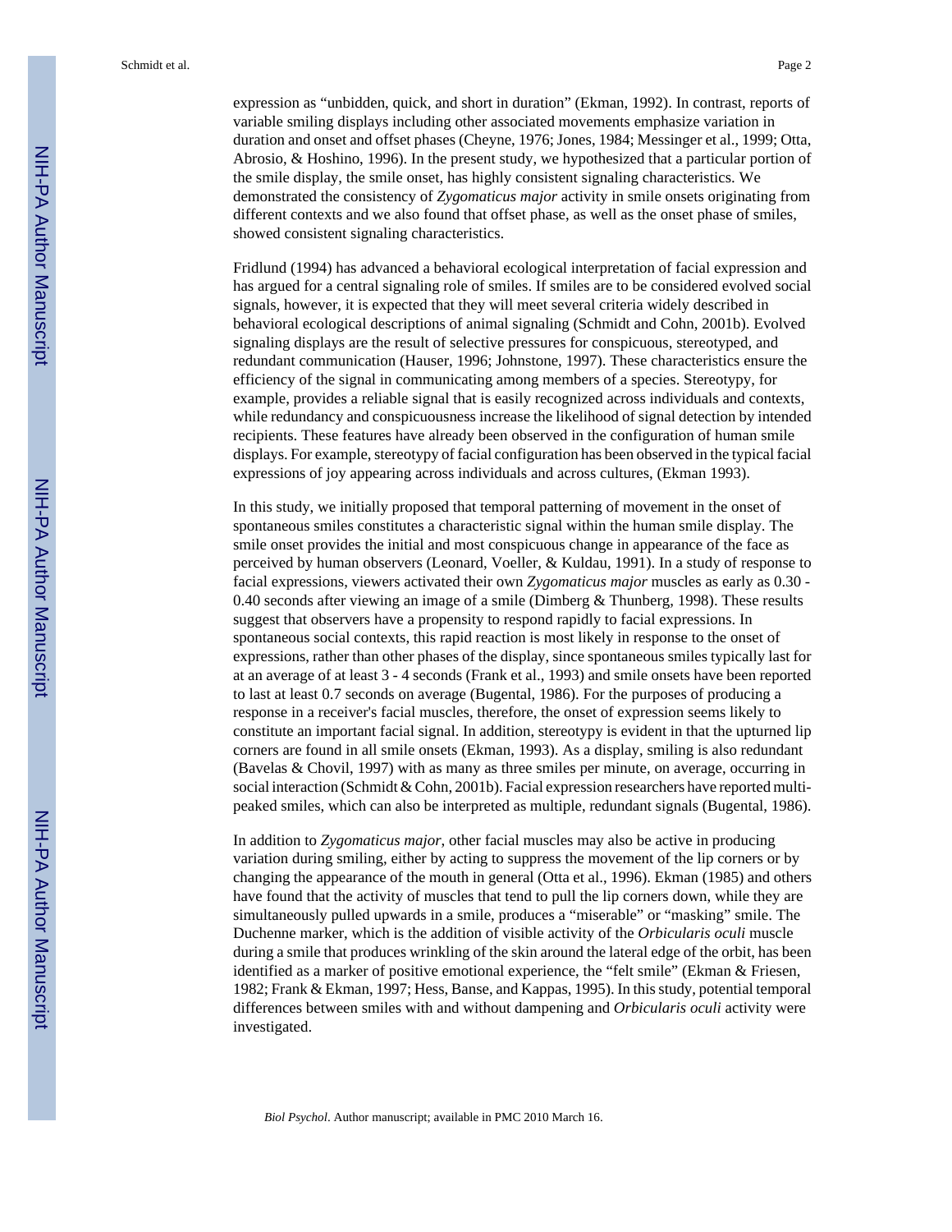expression as “unbidden, quick, and short in duration” (Ekman, 1992). In contrast, reports of variable smiling displays including other associated movements emphasize variation in duration and onset and offset phases (Cheyne, 1976; Jones, 1984; Messinger et al., 1999; Otta, Abrosio, & Hoshino, 1996). In the present study, we hypothesized that a particular portion of the smile display, the smile onset, has highly consistent signaling characteristics. We demonstrated the consistency of *Zygomaticus major* activity in smile onsets originating from different contexts and we also found that offset phase, as well as the onset phase of smiles, showed consistent signaling characteristics.

Fridlund (1994) has advanced a behavioral ecological interpretation of facial expression and has argued for a central signaling role of smiles. If smiles are to be considered evolved social signals, however, it is expected that they will meet several criteria widely described in behavioral ecological descriptions of animal signaling (Schmidt and Cohn, 2001b). Evolved signaling displays are the result of selective pressures for conspicuous, stereotyped, and redundant communication (Hauser, 1996; Johnstone, 1997). These characteristics ensure the efficiency of the signal in communicating among members of a species. Stereotypy, for example, provides a reliable signal that is easily recognized across individuals and contexts, while redundancy and conspicuousness increase the likelihood of signal detection by intended recipients. These features have already been observed in the configuration of human smile displays. For example, stereotypy of facial configuration has been observed in the typical facial expressions of joy appearing across individuals and across cultures, (Ekman 1993).

In this study, we initially proposed that temporal patterning of movement in the onset of spontaneous smiles constitutes a characteristic signal within the human smile display. The smile onset provides the initial and most conspicuous change in appearance of the face as perceived by human observers (Leonard, Voeller, & Kuldau, 1991). In a study of response to facial expressions, viewers activated their own *Zygomaticus major* muscles as early as 0.30 - 0.40 seconds after viewing an image of a smile (Dimberg & Thunberg, 1998). These results suggest that observers have a propensity to respond rapidly to facial expressions. In spontaneous social contexts, this rapid reaction is most likely in response to the onset of expressions, rather than other phases of the display, since spontaneous smiles typically last for at an average of at least 3 - 4 seconds (Frank et al., 1993) and smile onsets have been reported to last at least 0.7 seconds on average (Bugental, 1986). For the purposes of producing a response in a receiver's facial muscles, therefore, the onset of expression seems likely to constitute an important facial signal. In addition, stereotypy is evident in that the upturned lip corners are found in all smile onsets (Ekman, 1993). As a display, smiling is also redundant (Bavelas & Chovil, 1997) with as many as three smiles per minute, on average, occurring in social interaction (Schmidt & Cohn, 2001b). Facial expression researchers have reported multi-peaked smiles, which can also be interpreted as multiple, redundant signals (Bugental, 1986).

In addition to *Zygomaticus major*, other facial muscles may also be active in producing variation during smiling, either by acting to suppress the movement of the lip corners or by changing the appearance of the mouth in general (Otta et al., 1996). Ekman (1985) and others have found that the activity of muscles that tend to pull the lip corners down, while they are simultaneously pulled upwards in a smile, produces a “miserable” or “masking” smile. The Duchenne marker, which is the addition of visible activity of the *Orbicularis oculi* muscle during a smile that produces wrinkling of the skin around the lateral edge of the orbit, has been identified as a marker of positive emotional experience, the “felt smile” (Ekman & Friesen, 1982; Frank & Ekman, 1997; Hess, Banse, and Kappas, 1995). In this study, potential temporal differences between smiles with and without dampening and *Orbicularis oculi* activity were investigated.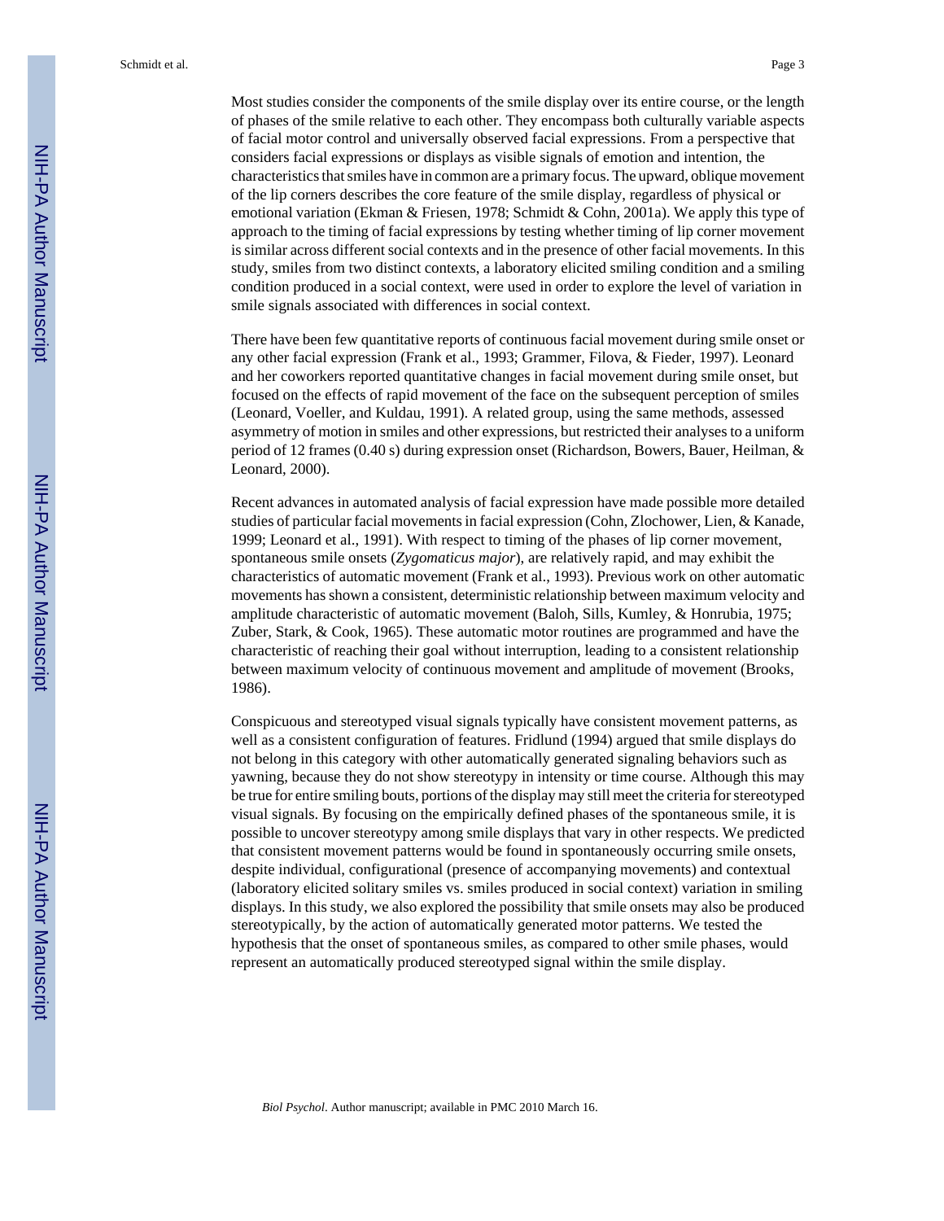Most studies consider the components of the smile display over its entire course, or the length of phases of the smile relative to each other. They encompass both culturally variable aspects of facial motor control and universally observed facial expressions. From a perspective that considers facial expressions or displays as visible signals of emotion and intention, the characteristics that smiles have in common are a primary focus. The upward, oblique movement of the lip corners describes the core feature of the smile display, regardless of physical or emotional variation (Ekman & Friesen, 1978; Schmidt & Cohn, 2001a). We apply this type of approach to the timing of facial expressions by testing whether timing of lip corner movement is similar across different social contexts and in the presence of other facial movements. In this study, smiles from two distinct contexts, a laboratory elicited smiling condition and a smiling condition produced in a social context, were used in order to explore the level of variation in smile signals associated with differences in social context.

There have been few quantitative reports of continuous facial movement during smile onset or any other facial expression (Frank et al., 1993; Grammer, Filova, & Fieder, 1997). Leonard and her coworkers reported quantitative changes in facial movement during smile onset, but focused on the effects of rapid movement of the face on the subsequent perception of smiles (Leonard, Voeller, and Kuldau, 1991). A related group, using the same methods, assessed asymmetry of motion in smiles and other expressions, but restricted their analyses to a uniform period of 12 frames (0.40 s) during expression onset (Richardson, Bowers, Bauer, Heilman, & Leonard, 2000).

Recent advances in automated analysis of facial expression have made possible more detailed studies of particular facial movements in facial expression (Cohn, Zlochower, Lien, & Kanade, 1999; Leonard et al., 1991). With respect to timing of the phases of lip corner movement, spontaneous smile onsets (*Zygomaticus major*), are relatively rapid, and may exhibit the characteristics of automatic movement (Frank et al., 1993). Previous work on other automatic movements has shown a consistent, deterministic relationship between maximum velocity and amplitude characteristic of automatic movement (Baloh, Sills, Kumley, & Honrubia, 1975; Zuber, Stark, & Cook, 1965). These automatic motor routines are programmed and have the characteristic of reaching their goal without interruption, leading to a consistent relationship between maximum velocity of continuous movement and amplitude of movement (Brooks, 1986).

Conspicuous and stereotyped visual signals typically have consistent movement patterns, as well as a consistent configuration of features. Fridlund (1994) argued that smile displays do not belong in this category with other automatically generated signaling behaviors such as yawning, because they do not show stereotypy in intensity or time course. Although this may be true for entire smiling bouts, portions of the display may still meet the criteria for stereotyped visual signals. By focusing on the empirically defined phases of the spontaneous smile, it is possible to uncover stereotypy among smile displays that vary in other respects. We predicted that consistent movement patterns would be found in spontaneously occurring smile onsets, despite individual, configurational (presence of accompanying movements) and contextual (laboratory elicited solitary smiles vs. smiles produced in social context) variation in smiling displays. In this study, we also explored the possibility that smile onsets may also be produced stereotypically, by the action of automatically generated motor patterns. We tested the hypothesis that the onset of spontaneous smiles, as compared to other smile phases, would represent an automatically produced stereotyped signal within the smile display.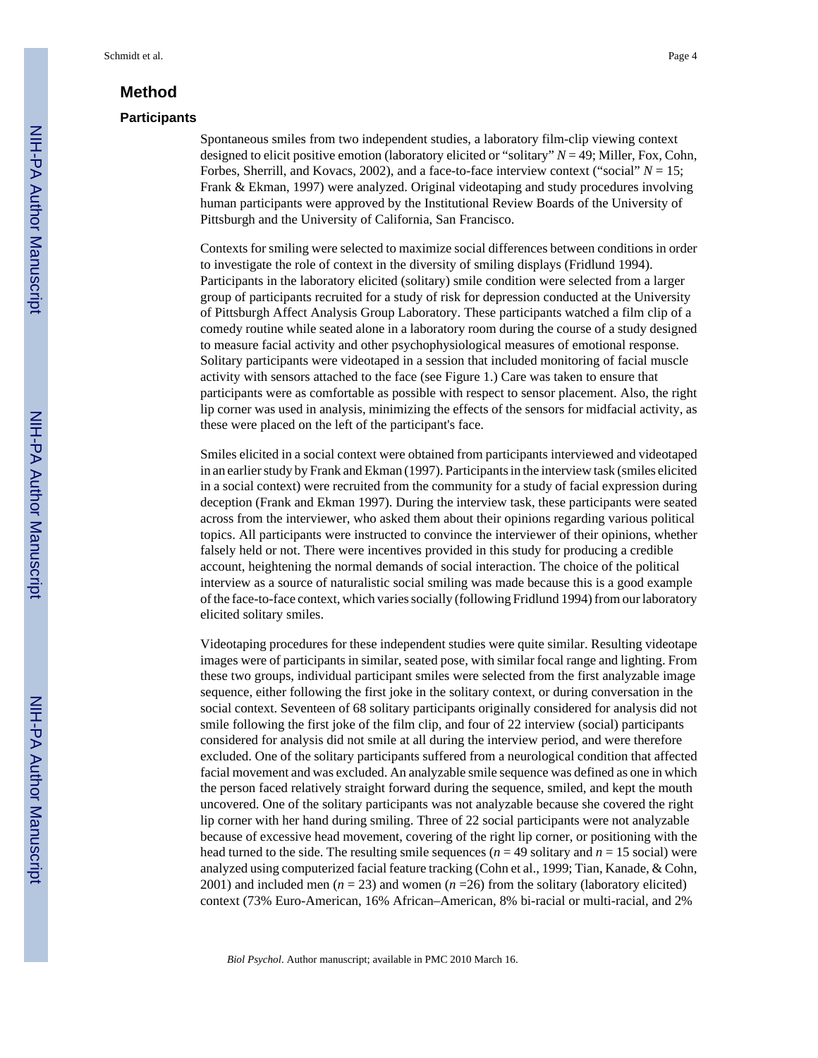## Method

### Participants

Spontaneous smiles from two independent studies, a laboratory film-clip viewing context designed to elicit positive emotion (laboratory elicited or "solitary" $N = 49$; Miller, Fox, Cohn, Forbes, Sherrill, and Kovacs, 2002), and a face-to-face interview context ("social" $N = 15$; Frank & Ekman, 1997) were analyzed. Original videotaping and study procedures involving human participants were approved by the Institutional Review Boards of the University of Pittsburgh and the University of California, San Francisco.

Contexts for smiling were selected to maximize social differences between conditions in order to investigate the role of context in the diversity of smiling displays (Fridlund 1994). Participants in the laboratory elicited (solitary) smile condition were selected from a larger group of participants recruited for a study of risk for depression conducted at the University of Pittsburgh Affect Analysis Group Laboratory. These participants watched a film clip of a comedy routine while seated alone in a laboratory room during the course of a study designed to measure facial activity and other psychophysiological measures of emotional response. Solitary participants were videotaped in a session that included monitoring of facial muscle activity with sensors attached to the face (see Figure 1.) Care was taken to ensure that participants were as comfortable as possible with respect to sensor placement. Also, the right lip corner was used in analysis, minimizing the effects of the sensors for midfacial activity, as these were placed on the left of the participant's face.

Smiles elicited in a social context were obtained from participants interviewed and videotaped in an earlier study by Frank and Ekman (1997). Participants in the interview task (smiles elicited in a social context) were recruited from the community for a study of facial expression during deception (Frank and Ekman 1997). During the interview task, these participants were seated across from the interviewer, who asked them about their opinions regarding various political topics. All participants were instructed to convince the interviewer of their opinions, whether falsely held or not. There were incentives provided in this study for producing a credible account, heightening the normal demands of social interaction. The choice of the political interview as a source of naturalistic social smiling was made because this is a good example of the face-to-face context, which varies socially (following Fridlund 1994) from our laboratory elicited solitary smiles.

Videotaping procedures for these independent studies were quite similar. Resulting videotape images were of participants in similar, seated pose, with similar focal range and lighting. From these two groups, individual participant smiles were selected from the first analyzable image sequence, either following the first joke in the solitary context, or during conversation in the social context. Seventeen of 68 solitary participants originally considered for analysis did not smile following the first joke of the film clip, and four of 22 interview (social) participants considered for analysis did not smile at all during the interview period, and were therefore excluded. One of the solitary participants suffered from a neurological condition that affected facial movement and was excluded. An analyzable smile sequence was defined as one in which the person faced relatively straight forward during the sequence, smiled, and kept the mouth uncovered. One of the solitary participants was not analyzable because she covered the right lip corner with her hand during smiling. Three of 22 social participants were not analyzable because of excessive head movement, covering of the right lip corner, or positioning with the head turned to the side. The resulting smile sequences ($n = 49$ solitary and $n = 15$ social) were analyzed using computerized facial feature tracking (Cohn et al., 1999; Tian, Kanade, & Cohn, 2001) and included men ($n = 23$) and women ($n = 26$) from the solitary (laboratory elicited) context (73% Euro-American, 16% African–American, 8% bi-racial or multi-racial, and 2%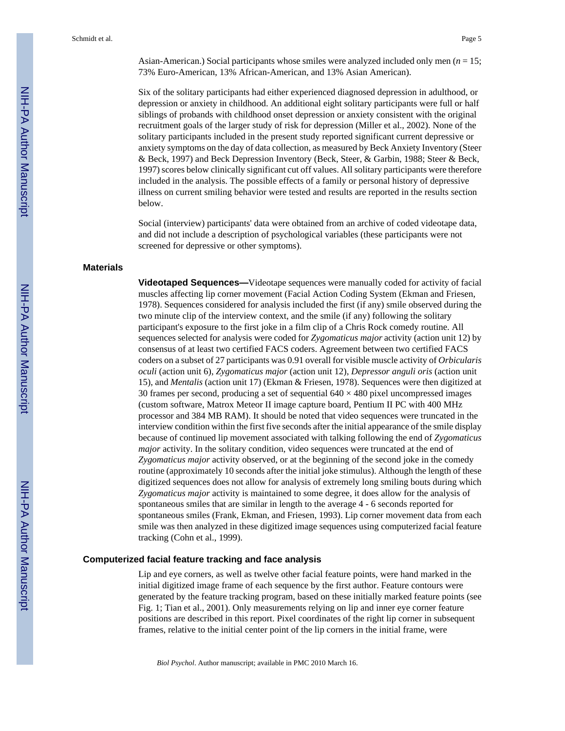Asian-American.) Social participants whose smiles were analyzed included only men ($n$ = 15; 73% Euro-American, 13% African-American, and 13% Asian American).

Six of the solitary participants had either experienced diagnosed depression in adulthood, or depression or anxiety in childhood. An additional eight solitary participants were full or half siblings of probands with childhood onset depression or anxiety consistent with the original recruitment goals of the larger study of risk for depression (Miller et al., 2002). None of the solitary participants included in the present study reported significant current depressive or anxiety symptoms on the day of data collection, as measured by Beck Anxiety Inventory (Steer & Beck, 1997) and Beck Depression Inventory (Beck, Steer, & Garbin, 1988; Steer & Beck, 1997) scores below clinically significant cut off values. All solitary participants were therefore included in the analysis. The possible effects of a family or personal history of depressive illness on current smiling behavior were tested and results are reported in the results section below.

Social (interview) participants' data were obtained from an archive of coded videotape data, and did not include a description of psychological variables (these participants were not screened for depressive or other symptoms).

## Materials

**Videotaped Sequences—**Videotape sequences were manually coded for activity of facial muscles affecting lip corner movement (Facial Action Coding System (Ekman and Friesen, 1978). Sequences considered for analysis included the first (if any) smile observed during the two minute clip of the interview context, and the smile (if any) following the solitary participant's exposure to the first joke in a film clip of a Chris Rock comedy routine. All sequences selected for analysis were coded for *Zygomaticus major* activity (action unit 12) by consensus of at least two certified FACS coders. Agreement between two certified FACS coders on a subset of 27 participants was 0.91 overall for visible muscle activity of *Orbicularis oculi* (action unit 6), *Zygomaticus major* (action unit 12), *Depressor anguli oris* (action unit 15), and *Mentalis* (action unit 17) (Ekman & Friesen, 1978). Sequences were then digitized at 30 frames per second, producing a set of sequential 640 × 480 pixel uncompressed images (custom software, Matrox Meteor II image capture board, Pentium II PC with 400 MHz processor and 384 MB RAM). It should be noted that video sequences were truncated in the interview condition within the first five seconds after the initial appearance of the smile display because of continued lip movement associated with talking following the end of *Zygomaticus major* activity. In the solitary condition, video sequences were truncated at the end of *Zygomaticus major* activity observed, or at the beginning of the second joke in the comedy routine (approximately 10 seconds after the initial joke stimulus). Although the length of these digitized sequences does not allow for analysis of extremely long smiling bouts during which *Zygomaticus major* activity is maintained to some degree, it does allow for the analysis of spontaneous smiles that are similar in length to the average 4 - 6 seconds reported for spontaneous smiles (Frank, Ekman, and Friesen, 1993). Lip corner movement data from each smile was then analyzed in these digitized image sequences using computerized facial feature tracking (Cohn et al., 1999).

## Computerized facial feature tracking and face analysis

Lip and eye corners, as well as twelve other facial feature points, were hand marked in the initial digitized image frame of each sequence by the first author. Feature contours were generated by the feature tracking program, based on these initially marked feature points (see Fig. 1; Tian et al., 2001). Only measurements relying on lip and inner eye corner feature positions are described in this report. Pixel coordinates of the right lip corner in subsequent frames, relative to the initial center point of the lip corners in the initial frame, were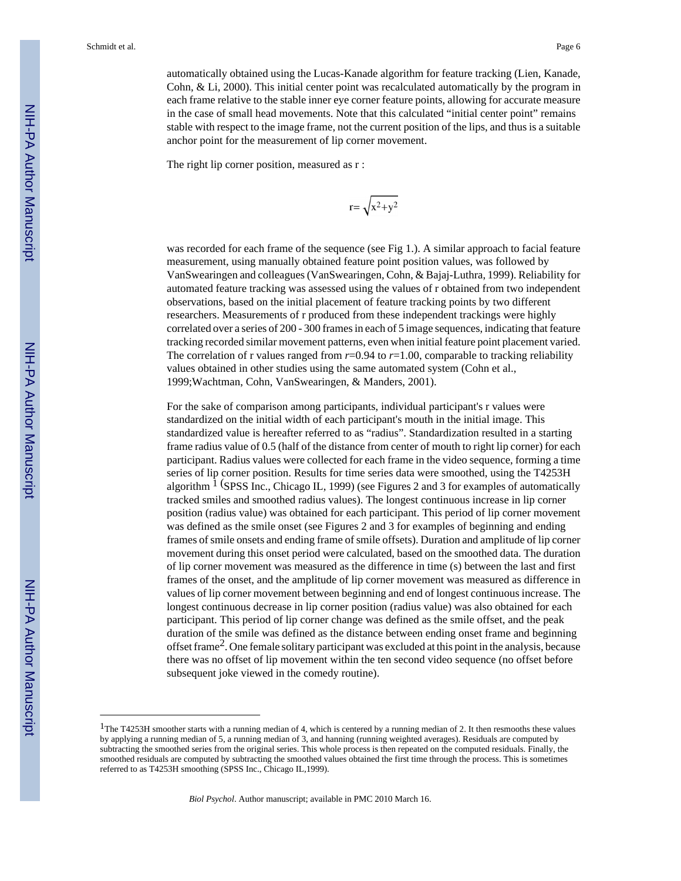automatically obtained using the Lucas-Kanade algorithm for feature tracking (Lien, Kanade, Cohn, & Li, 2000). This initial center point was recalculated automatically by the program in each frame relative to the stable inner eye corner feature points, allowing for accurate measure in the case of small head movements. Note that this calculated "initial center point" remains stable with respect to the image frame, not the current position of the lips, and thus is a suitable anchor point for the measurement of lip corner movement.

The right lip corner position, measured as r :

$$r = \sqrt{x^2 + y^2}$$

was recorded for each frame of the sequence (see Fig 1.). A similar approach to facial feature measurement, using manually obtained feature point position values, was followed by VanSwearingen and colleagues (VanSwearingen, Cohn, & Bajaj-Luthra, 1999). Reliability for automated feature tracking was assessed using the values of r obtained from two independent observations, based on the initial placement of feature tracking points by two different researchers. Measurements of r produced from these independent trackings were highly correlated over a series of 200 - 300 frames in each of 5 image sequences, indicating that feature tracking recorded similar movement patterns, even when initial feature point placement varied. The correlation of r values ranged from $r$=0.94 to $r$=1.00, comparable to tracking reliability values obtained in other studies using the same automated system (Cohn et al., 1999;Wachtman, Cohn, VanSwearingen, & Manders, 2001).

For the sake of comparison among participants, individual participant's r values were standardized on the initial width of each participant's mouth in the initial image. This standardized value is hereafter referred to as "radius". Standardization resulted in a starting frame radius value of 0.5 (half of the distance from center of mouth to right lip corner) for each participant. Radius values were collected for each frame in the video sequence, forming a time series of lip corner position. Results for time series data were smoothed, using the T4253H algorithm [1] (SPSS Inc., Chicago IL, 1999) (see Figures 2 and 3 for examples of automatically tracked smiles and smoothed radius values). The longest continuous increase in lip corner position (radius value) was obtained for each participant. This period of lip corner movement was defined as the smile onset (see Figures 2 and 3 for examples of beginning and ending frames of smile onsets and ending frame of smile offsets). Duration and amplitude of lip corner movement during this onset period were calculated, based on the smoothed data. The duration of lip corner movement was measured as the difference in time (s) between the last and first frames of the onset, and the amplitude of lip corner movement was measured as difference in values of lip corner movement between beginning and end of longest continuous increase. The longest continuous decrease in lip corner position (radius value) was also obtained for each participant. This period of lip corner change was defined as the smile offset, and the peak duration of the smile was defined as the distance between ending onset frame and beginning offset frame[2]. One female solitary participant was excluded at this point in the analysis, because there was no offset of lip movement within the ten second video sequence (no offset before subsequent joke viewed in the comedy routine).

---

[1]The T4253H smoother starts with a running median of 4, which is centered by a running median of 2. It then resmooths these values by applying a running median of 5, a running median of 3, and hanning (running weighted averages). Residuals are computed by subtracting the smoothed series from the original series. This whole process is then repeated on the computed residuals. Finally, the smoothed residuals are computed by subtracting the smoothed values obtained the first time through the process. This is sometimes referred to as T4253H smoothing (SPSS Inc., Chicago IL,1999).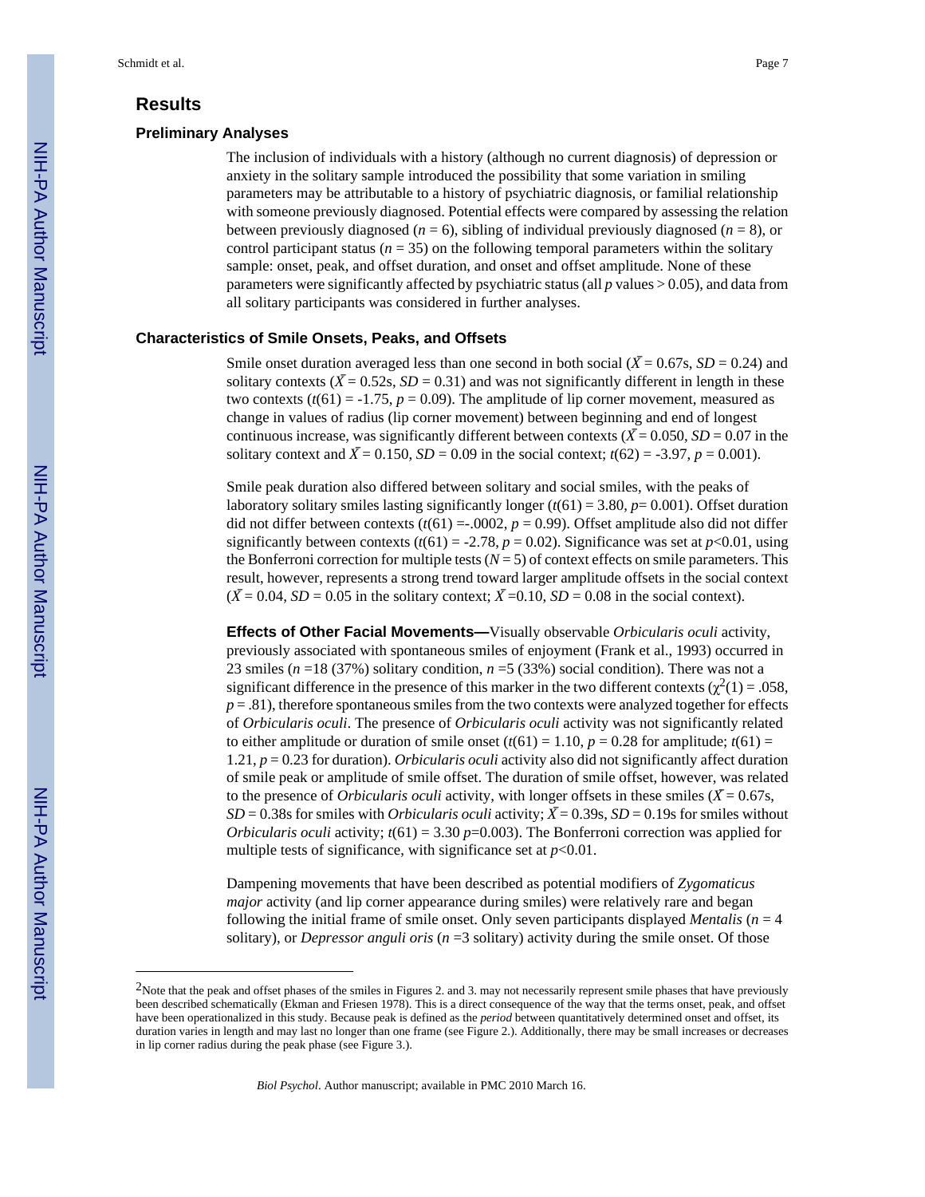## Results

### Preliminary Analyses

The inclusion of individuals with a history (although no current diagnosis) of depression or anxiety in the solitary sample introduced the possibility that some variation in smiling parameters may be attributable to a history of psychiatric diagnosis, or familial relationship with someone previously diagnosed. Potential effects were compared by assessing the relation between previously diagnosed ($n = 6$), sibling of individual previously diagnosed ($n = 8$), or control participant status ($n = 35$) on the following temporal parameters within the solitary sample: onset, peak, and offset duration, and onset and offset amplitude. None of these parameters were significantly affected by psychiatric status (all $p$ values > 0.05), and data from all solitary participants was considered in further analyses.

### Characteristics of Smile Onsets, Peaks, and Offsets

Smile onset duration averaged less than one second in both social ($\bar{X} = 0.67$s, $SD = 0.24$) and solitary contexts ($\bar{X} = 0.52$s, $SD = 0.31$) and was not significantly different in length in these two contexts ($t(61) = -1.75$, $p = 0.09$). The amplitude of lip corner movement, measured as change in values of radius (lip corner movement) between beginning and end of longest continuous increase, was significantly different between contexts ($\bar{X} = 0.050$, $SD = 0.07$ in the solitary context and $\bar{X} = 0.150$, $SD = 0.09$ in the social context; $t(62) = -3.97$, $p = 0.001$).

Smile peak duration also differed between solitary and social smiles, with the peaks of laboratory solitary smiles lasting significantly longer ($t(61) = 3.80$, $p = 0.001$). Offset duration did not differ between contexts ($t(61) = -.0002$, $p = 0.99$). Offset amplitude also did not differ significantly between contexts ($t(61) = -2.78$, $p = 0.02$). Significance was set at $p<0.01$, using the Bonferroni correction for multiple tests ($N = 5$) of context effects on smile parameters. This result, however, represents a strong trend toward larger amplitude offsets in the social context ($\bar{X} = 0.04$, $SD = 0.05$ in the solitary context; $\bar{X} = 0.10$, $SD = 0.08$ in the social context).

**Effects of Other Facial Movements—**Visually observable *Orbicularis oculi* activity, previously associated with spontaneous smiles of enjoyment (Frank et al., 1993) occurred in 23 smiles ($n = 18$ (37%) solitary condition, $n = 5$ (33%) social condition). There was not a significant difference in the presence of this marker in the two different contexts ($\chi^2(1) = .058$, $p = .81$), therefore spontaneous smiles from the two contexts were analyzed together for effects of *Orbicularis oculi*. The presence of *Orbicularis oculi* activity was not significantly related to either amplitude or duration of smile onset ($t(61) = 1.10$, $p = 0.28$ for amplitude; $t(61) = 1.21$, $p = 0.23$ for duration). *Orbicularis oculi* activity also did not significantly affect duration of smile peak or amplitude of smile offset. The duration of smile offset, however, was related to the presence of *Orbicularis oculi* activity, with longer offsets in these smiles ($\bar{X} = 0.67$s, $SD = 0.38$s for smiles with *Orbicularis oculi* activity; $\bar{X} = 0.39$s, $SD = 0.19$s for smiles without *Orbicularis oculi* activity; $t(61) = 3.30$ $p=0.003$). The Bonferroni correction was applied for multiple tests of significance, with significance set at $p<0.01$.

Dampening movements that have been described as potential modifiers of *Zygomaticus major* activity (and lip corner appearance during smiles) were relatively rare and began following the initial frame of smile onset. Only seven participants displayed *Mentalis* ($n = 4$ solitary), or *Depressor anguli oris* ($n = 3$ solitary) activity during the smile onset. Of those

---

[2]Note that the peak and offset phases of the smiles in Figures 2. and 3. may not necessarily represent smile phases that have previously been described schematically (Ekman and Friesen 1978). This is a direct consequence of the way that the terms onset, peak, and offset have been operationalized in this study. Because peak is defined as the *period* between quantitatively determined onset and offset, its duration varies in length and may last no longer than one frame (see Figure 2.). Additionally, there may be small increases or decreases in lip corner radius during the peak phase (see Figure 3.).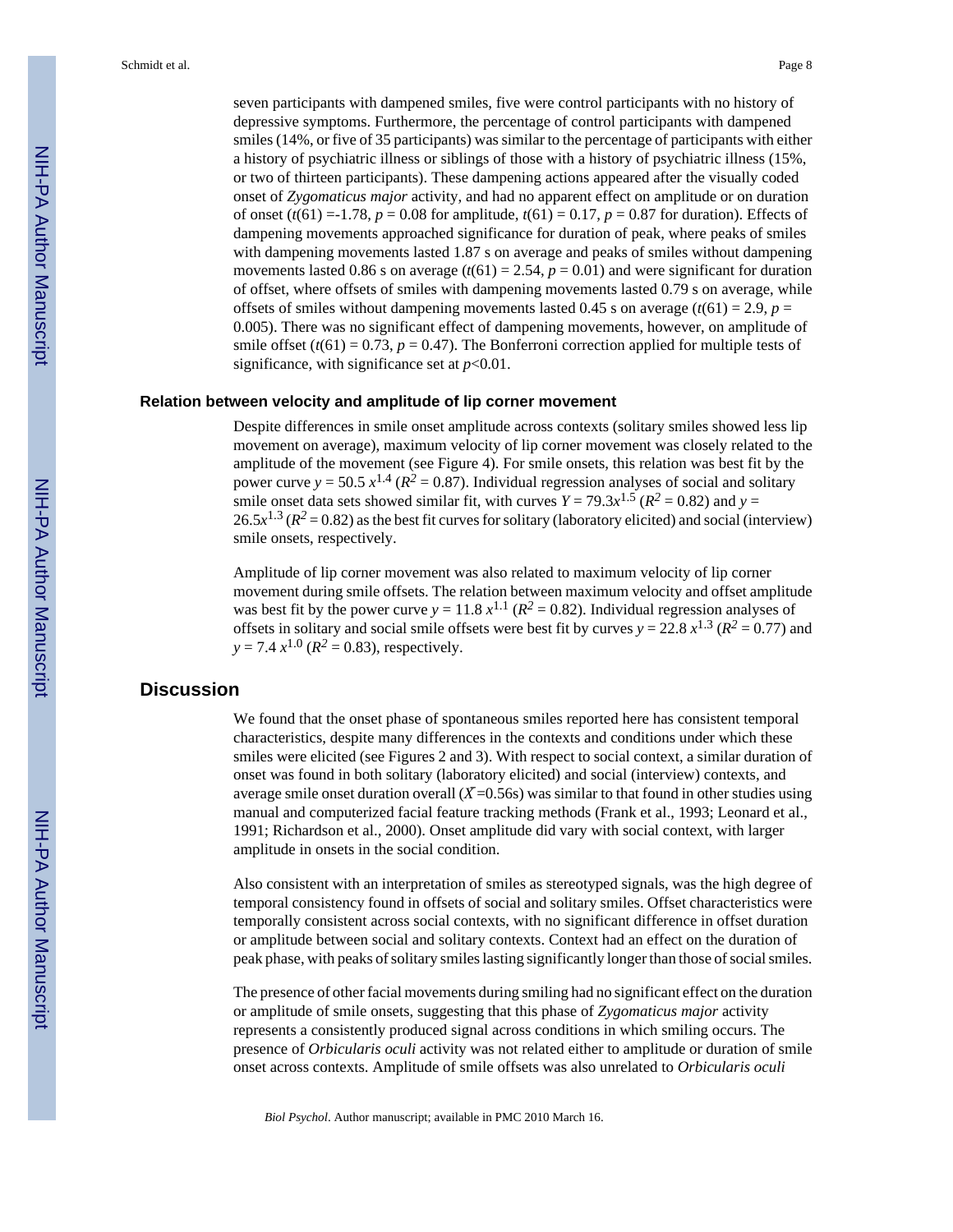seven participants with dampened smiles, five were control participants with no history of depressive symptoms. Furthermore, the percentage of control participants with dampened smiles (14%, or five of 35 participants) was similar to the percentage of participants with either a history of psychiatric illness or siblings of those with a history of psychiatric illness (15%, or two of thirteen participants). These dampening actions appeared after the visually coded onset of *Zygomaticus major* activity, and had no apparent effect on amplitude or on duration of onset ($t(61)$ =-1.78, $p$ = 0.08 for amplitude, $t(61)$ = 0.17, $p$ = 0.87 for duration). Effects of dampening movements approached significance for duration of peak, where peaks of smiles with dampening movements lasted 1.87 s on average and peaks of smiles without dampening movements lasted 0.86 s on average ($t(61)$ = 2.54, $p$ = 0.01) and were significant for duration of offset, where offsets of smiles with dampening movements lasted 0.79 s on average, while offsets of smiles without dampening movements lasted 0.45 s on average ($t(61)$ = 2.9, $p$ = 0.005). There was no significant effect of dampening movements, however, on amplitude of smile offset ($t(61)$ = 0.73, $p$ = 0.47). The Bonferroni correction applied for multiple tests of significance, with significance set at $p$<0.01.

### Relation between velocity and amplitude of lip corner movement

Despite differences in smile onset amplitude across contexts (solitary smiles showed less lip movement on average), maximum velocity of lip corner movement was closely related to the amplitude of the movement (see Figure 4). For smile onsets, this relation was best fit by the power curve $y = 50.5\, x^{1.4}$ ($R^2$ = 0.87). Individual regression analyses of social and solitary smile onset data sets showed similar fit, with curves $Y = 79.3x^{1.5}$ ($R^2$ = 0.82) and $y = 26.5x^{1.3}$ ($R^2$ = 0.82) as the best fit curves for solitary (laboratory elicited) and social (interview) smile onsets, respectively.

Amplitude of lip corner movement was also related to maximum velocity of lip corner movement during smile offsets. The relation between maximum velocity and offset amplitude was best fit by the power curve $y = 11.8\, x^{1.1}$ ($R^2$ = 0.82). Individual regression analyses of offsets in solitary and social smile offsets were best fit by curves $y = 22.8\, x^{1.3}$ ($R^2$ = 0.77) and $y = 7.4\, x^{1.0}$ ($R^2$ = 0.83), respectively.

## Discussion

We found that the onset phase of spontaneous smiles reported here has consistent temporal characteristics, despite many differences in the contexts and conditions under which these smiles were elicited (see Figures 2 and 3). With respect to social context, a similar duration of onset was found in both solitary (laboratory elicited) and social (interview) contexts, and average smile onset duration overall ($\bar{X}$=0.56s) was similar to that found in other studies using manual and computerized facial feature tracking methods (Frank et al., 1993; Leonard et al., 1991; Richardson et al., 2000). Onset amplitude did vary with social context, with larger amplitude in onsets in the social condition.

Also consistent with an interpretation of smiles as stereotyped signals, was the high degree of temporal consistency found in offsets of social and solitary smiles. Offset characteristics were temporally consistent across social contexts, with no significant difference in offset duration or amplitude between social and solitary contexts. Context had an effect on the duration of peak phase, with peaks of solitary smiles lasting significantly longer than those of social smiles.

The presence of other facial movements during smiling had no significant effect on the duration or amplitude of smile onsets, suggesting that this phase of *Zygomaticus major* activity represents a consistently produced signal across conditions in which smiling occurs. The presence of *Orbicularis oculi* activity was not related either to amplitude or duration of smile onset across contexts. Amplitude of smile offsets was also unrelated to *Orbicularis oculi*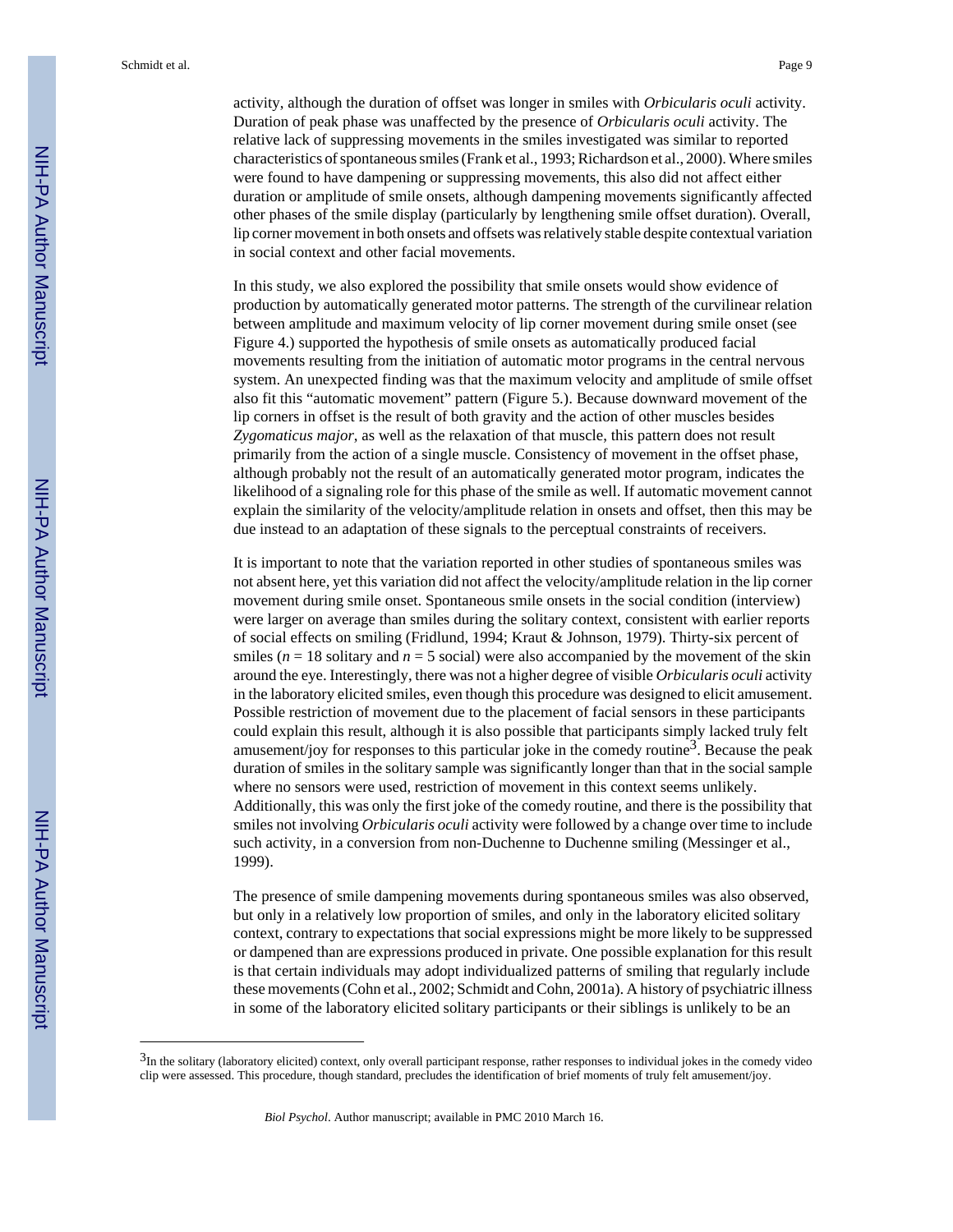activity, although the duration of offset was longer in smiles with *Orbicularis oculi* activity. Duration of peak phase was unaffected by the presence of *Orbicularis oculi* activity. The relative lack of suppressing movements in the smiles investigated was similar to reported characteristics of spontaneous smiles (Frank et al., 1993; Richardson et al., 2000). Where smiles were found to have dampening or suppressing movements, this also did not affect either duration or amplitude of smile onsets, although dampening movements significantly affected other phases of the smile display (particularly by lengthening smile offset duration). Overall, lip corner movement in both onsets and offsets was relatively stable despite contextual variation in social context and other facial movements.

In this study, we also explored the possibility that smile onsets would show evidence of production by automatically generated motor patterns. The strength of the curvilinear relation between amplitude and maximum velocity of lip corner movement during smile onset (see Figure 4.) supported the hypothesis of smile onsets as automatically produced facial movements resulting from the initiation of automatic motor programs in the central nervous system. An unexpected finding was that the maximum velocity and amplitude of smile offset also fit this "automatic movement" pattern (Figure 5.). Because downward movement of the lip corners in offset is the result of both gravity and the action of other muscles besides *Zygomaticus major*, as well as the relaxation of that muscle, this pattern does not result primarily from the action of a single muscle. Consistency of movement in the offset phase, although probably not the result of an automatically generated motor program, indicates the likelihood of a signaling role for this phase of the smile as well. If automatic movement cannot explain the similarity of the velocity/amplitude relation in onsets and offset, then this may be due instead to an adaptation of these signals to the perceptual constraints of receivers.

It is important to note that the variation reported in other studies of spontaneous smiles was not absent here, yet this variation did not affect the velocity/amplitude relation in the lip corner movement during smile onset. Spontaneous smile onsets in the social condition (interview) were larger on average than smiles during the solitary context, consistent with earlier reports of social effects on smiling (Fridlund, 1994; Kraut & Johnson, 1979). Thirty-six percent of smiles ($n$ = 18 solitary and $n$ = 5 social) were also accompanied by the movement of the skin around the eye. Interestingly, there was not a higher degree of visible *Orbicularis oculi* activity in the laboratory elicited smiles, even though this procedure was designed to elicit amusement. Possible restriction of movement due to the placement of facial sensors in these participants could explain this result, although it is also possible that participants simply lacked truly felt amusement/joy for responses to this particular joke in the comedy routine[3]. Because the peak duration of smiles in the solitary sample was significantly longer than that in the social sample where no sensors were used, restriction of movement in this context seems unlikely. Additionally, this was only the first joke of the comedy routine, and there is the possibility that smiles not involving *Orbicularis oculi* activity were followed by a change over time to include such activity, in a conversion from non-Duchenne to Duchenne smiling (Messinger et al., 1999).

The presence of smile dampening movements during spontaneous smiles was also observed, but only in a relatively low proportion of smiles, and only in the laboratory elicited solitary context, contrary to expectations that social expressions might be more likely to be suppressed or dampened than are expressions produced in private. One possible explanation for this result is that certain individuals may adopt individualized patterns of smiling that regularly include these movements (Cohn et al., 2002; Schmidt and Cohn, 2001a). A history of psychiatric illness in some of the laboratory elicited solitary participants or their siblings is unlikely to be an

[3]In the solitary (laboratory elicited) context, only overall participant response, rather responses to individual jokes in the comedy video clip were assessed. This procedure, though standard, precludes the identification of brief moments of truly felt amusement/joy.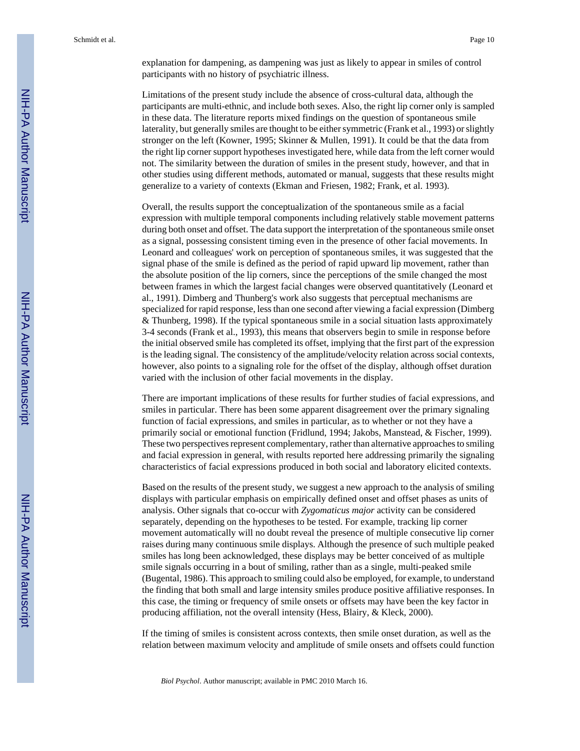explanation for dampening, as dampening was just as likely to appear in smiles of control participants with no history of psychiatric illness.

Limitations of the present study include the absence of cross-cultural data, although the participants are multi-ethnic, and include both sexes. Also, the right lip corner only is sampled in these data. The literature reports mixed findings on the question of spontaneous smile laterality, but generally smiles are thought to be either symmetric (Frank et al., 1993) or slightly stronger on the left (Kowner, 1995; Skinner & Mullen, 1991). It could be that the data from the right lip corner support hypotheses investigated here, while data from the left corner would not. The similarity between the duration of smiles in the present study, however, and that in other studies using different methods, automated or manual, suggests that these results might generalize to a variety of contexts (Ekman and Friesen, 1982; Frank, et al. 1993).

Overall, the results support the conceptualization of the spontaneous smile as a facial expression with multiple temporal components including relatively stable movement patterns during both onset and offset. The data support the interpretation of the spontaneous smile onset as a signal, possessing consistent timing even in the presence of other facial movements. In Leonard and colleagues' work on perception of spontaneous smiles, it was suggested that the signal phase of the smile is defined as the period of rapid upward lip movement, rather than the absolute position of the lip corners, since the perceptions of the smile changed the most between frames in which the largest facial changes were observed quantitatively (Leonard et al., 1991). Dimberg and Thunberg's work also suggests that perceptual mechanisms are specialized for rapid response, less than one second after viewing a facial expression (Dimberg & Thunberg, 1998). If the typical spontaneous smile in a social situation lasts approximately 3-4 seconds (Frank et al., 1993), this means that observers begin to smile in response before the initial observed smile has completed its offset, implying that the first part of the expression is the leading signal. The consistency of the amplitude/velocity relation across social contexts, however, also points to a signaling role for the offset of the display, although offset duration varied with the inclusion of other facial movements in the display.

There are important implications of these results for further studies of facial expressions, and smiles in particular. There has been some apparent disagreement over the primary signaling function of facial expressions, and smiles in particular, as to whether or not they have a primarily social or emotional function (Fridlund, 1994; Jakobs, Manstead, & Fischer, 1999). These two perspectives represent complementary, rather than alternative approaches to smiling and facial expression in general, with results reported here addressing primarily the signaling characteristics of facial expressions produced in both social and laboratory elicited contexts.

Based on the results of the present study, we suggest a new approach to the analysis of smiling displays with particular emphasis on empirically defined onset and offset phases as units of analysis. Other signals that co-occur with *Zygomaticus major* activity can be considered separately, depending on the hypotheses to be tested. For example, tracking lip corner movement automatically will no doubt reveal the presence of multiple consecutive lip corner raises during many continuous smile displays. Although the presence of such multiple peaked smiles has long been acknowledged, these displays may be better conceived of as multiple smile signals occurring in a bout of smiling, rather than as a single, multi-peaked smile (Bugental, 1986). This approach to smiling could also be employed, for example, to understand the finding that both small and large intensity smiles produce positive affiliative responses. In this case, the timing or frequency of smile onsets or offsets may have been the key factor in producing affiliation, not the overall intensity (Hess, Blairy, & Kleck, 2000).

If the timing of smiles is consistent across contexts, then smile onset duration, as well as the relation between maximum velocity and amplitude of smile onsets and offsets could function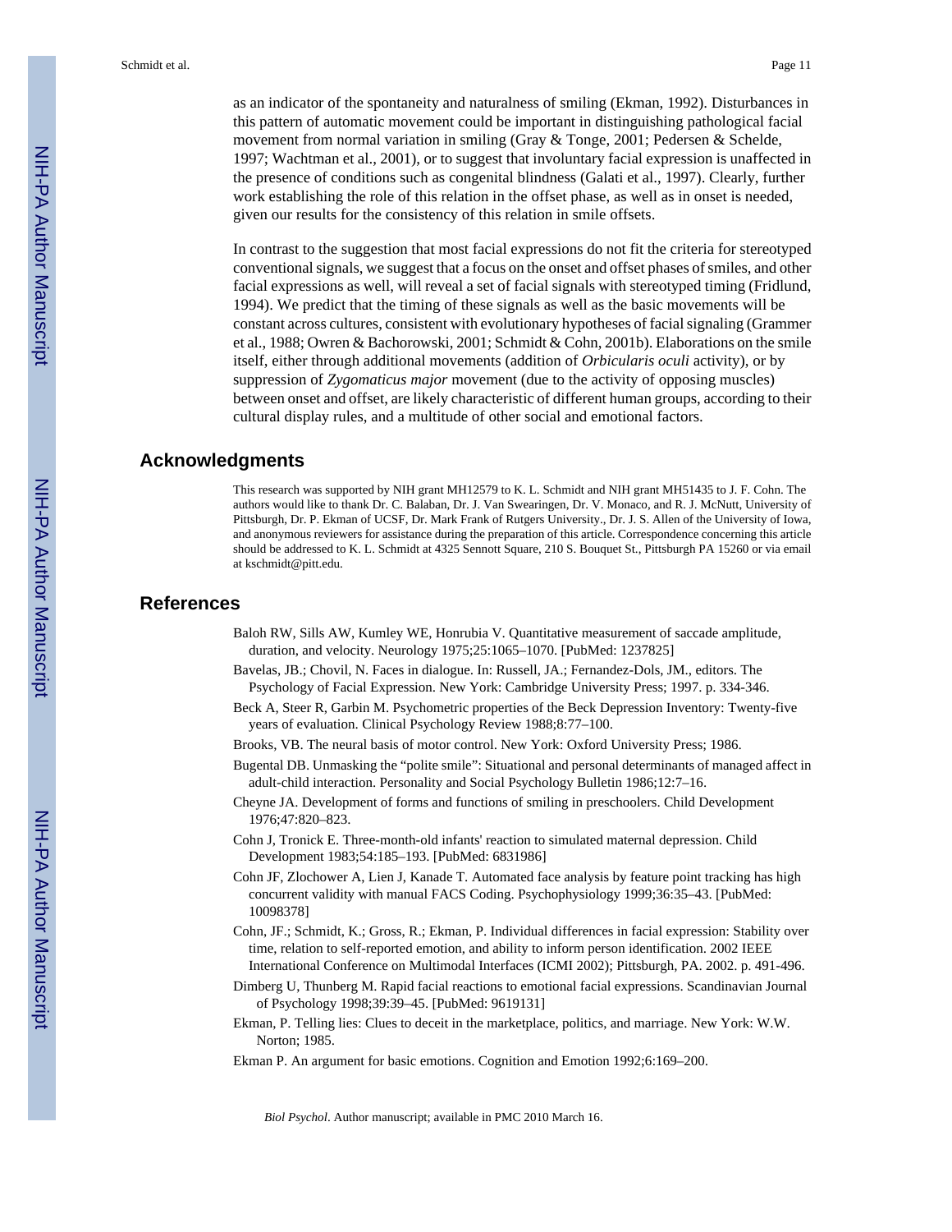as an indicator of the spontaneity and naturalness of smiling (Ekman, 1992). Disturbances in this pattern of automatic movement could be important in distinguishing pathological facial movement from normal variation in smiling (Gray & Tonge, 2001; Pedersen & Schelde, 1997; Wachtman et al., 2001), or to suggest that involuntary facial expression is unaffected in the presence of conditions such as congenital blindness (Galati et al., 1997). Clearly, further work establishing the role of this relation in the offset phase, as well as in onset is needed, given our results for the consistency of this relation in smile offsets.

In contrast to the suggestion that most facial expressions do not fit the criteria for stereotyped conventional signals, we suggest that a focus on the onset and offset phases of smiles, and other facial expressions as well, will reveal a set of facial signals with stereotyped timing (Fridlund, 1994). We predict that the timing of these signals as well as the basic movements will be constant across cultures, consistent with evolutionary hypotheses of facial signaling (Grammer et al., 1988; Owren & Bachorowski, 2001; Schmidt & Cohn, 2001b). Elaborations on the smile itself, either through additional movements (addition of *Orbicularis oculi* activity), or by suppression of *Zygomaticus major* movement (due to the activity of opposing muscles) between onset and offset, are likely characteristic of different human groups, according to their cultural display rules, and a multitude of other social and emotional factors.

## Acknowledgments

This research was supported by NIH grant MH12579 to K. L. Schmidt and NIH grant MH51435 to J. F. Cohn. The authors would like to thank Dr. C. Balaban, Dr. J. Van Swearingen, Dr. V. Monaco, and R. J. McNutt, University of Pittsburgh, Dr. P. Ekman of UCSF, Dr. Mark Frank of Rutgers University., Dr. J. S. Allen of the University of Iowa, and anonymous reviewers for assistance during the preparation of this article. Correspondence concerning this article should be addressed to K. L. Schmidt at 4325 Sennott Square, 210 S. Bouquet St., Pittsburgh PA 15260 or via email at kschmidt@pitt.edu.

## References

Baloh RW, Sills AW, Kumley WE, Honrubia V. Quantitative measurement of saccade amplitude, duration, and velocity. Neurology 1975;25:1065–1070. [PubMed: 1237825]

Bavelas, JB.; Chovil, N. Faces in dialogue. In: Russell, JA.; Fernandez-Dols, JM., editors. The Psychology of Facial Expression. New York: Cambridge University Press; 1997. p. 334-346.

Beck A, Steer R, Garbin M. Psychometric properties of the Beck Depression Inventory: Twenty-five years of evaluation. Clinical Psychology Review 1988;8:77–100.

Brooks, VB. The neural basis of motor control. New York: Oxford University Press; 1986.

Bugental DB. Unmasking the “polite smile”: Situational and personal determinants of managed affect in adult-child interaction. Personality and Social Psychology Bulletin 1986;12:7–16.

Cheyne JA. Development of forms and functions of smiling in preschoolers. Child Development 1976;47:820–823.

Cohn J, Tronick E. Three-month-old infants' reaction to simulated maternal depression. Child Development 1983;54:185–193. [PubMed: 6831986]

Cohn JF, Zlochower A, Lien J, Kanade T. Automated face analysis by feature point tracking has high concurrent validity with manual FACS Coding. Psychophysiology 1999;36:35–43. [PubMed: 10098378]

Cohn, JF.; Schmidt, K.; Gross, R.; Ekman, P. Individual differences in facial expression: Stability over time, relation to self-reported emotion, and ability to inform person identification. 2002 IEEE International Conference on Multimodal Interfaces (ICMI 2002); Pittsburgh, PA. 2002. p. 491-496.

Dimberg U, Thunberg M. Rapid facial reactions to emotional facial expressions. Scandinavian Journal of Psychology 1998;39:39–45. [PubMed: 9619131]

Ekman, P. Telling lies: Clues to deceit in the marketplace, politics, and marriage. New York: W.W. Norton; 1985.

Ekman P. An argument for basic emotions. Cognition and Emotion 1992;6:169–200.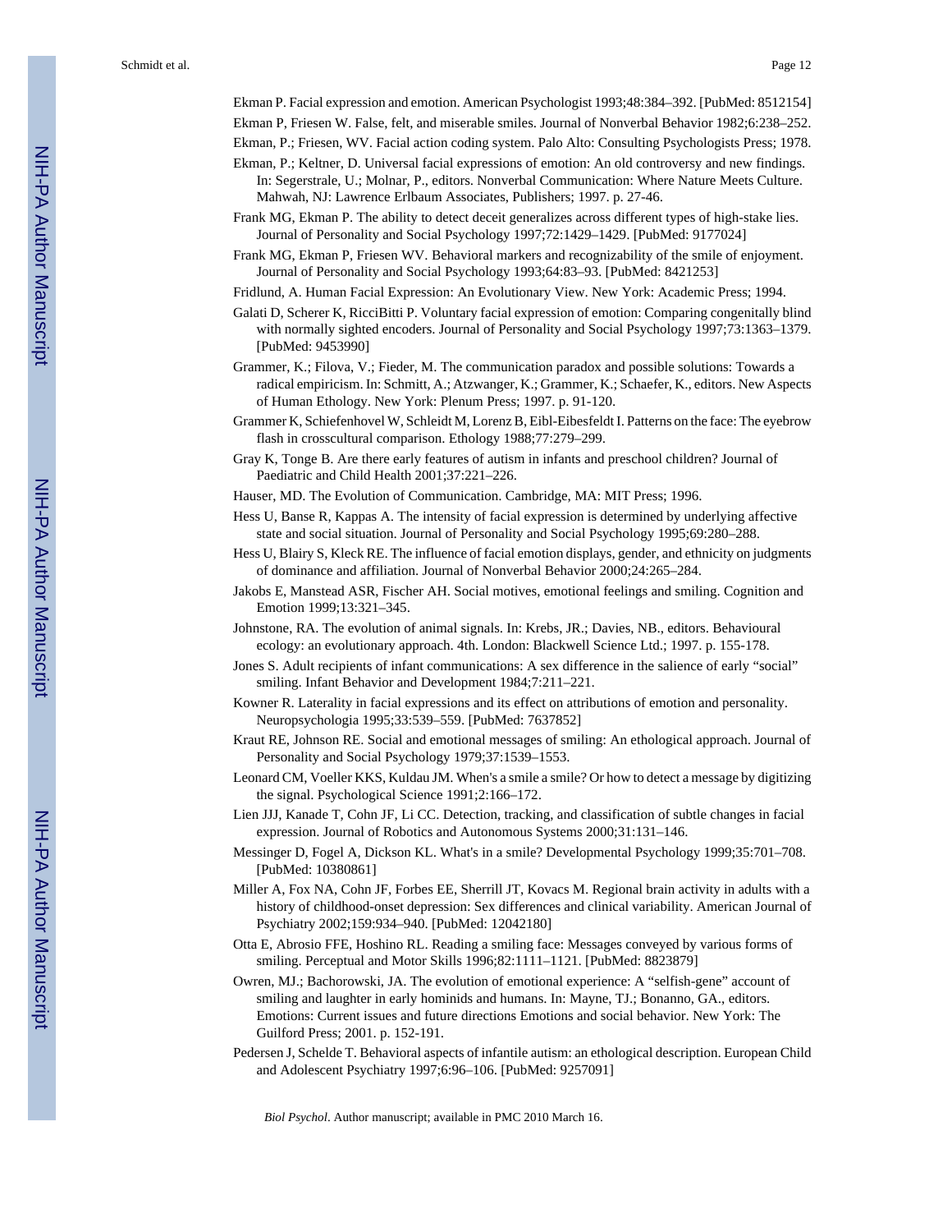Ekman P. Facial expression and emotion. American Psychologist 1993;48:384–392. [PubMed: 8512154]

Ekman P, Friesen W. False, felt, and miserable smiles. Journal of Nonverbal Behavior 1982;6:238–252.

Ekman, P.; Friesen, WV. Facial action coding system. Palo Alto: Consulting Psychologists Press; 1978.

Ekman, P.; Keltner, D. Universal facial expressions of emotion: An old controversy and new findings. In: Segerstrale, U.; Molnar, P., editors. Nonverbal Communication: Where Nature Meets Culture. Mahwah, NJ: Lawrence Erlbaum Associates, Publishers; 1997. p. 27-46.

Frank MG, Ekman P. The ability to detect deceit generalizes across different types of high-stake lies. Journal of Personality and Social Psychology 1997;72:1429–1429. [PubMed: 9177024]

Frank MG, Ekman P, Friesen WV. Behavioral markers and recognizability of the smile of enjoyment. Journal of Personality and Social Psychology 1993;64:83–93. [PubMed: 8421253]

Fridlund, A. Human Facial Expression: An Evolutionary View. New York: Academic Press; 1994.

Galati D, Scherer K, RicciBitti P. Voluntary facial expression of emotion: Comparing congenitally blind with normally sighted encoders. Journal of Personality and Social Psychology 1997;73:1363–1379. [PubMed: 9453990]

Grammer, K.; Filova, V.; Fieder, M. The communication paradox and possible solutions: Towards a radical empiricism. In: Schmitt, A.; Atzwanger, K.; Grammer, K.; Schaefer, K., editors. New Aspects of Human Ethology. New York: Plenum Press; 1997. p. 91-120.

Grammer K, Schiefenhovel W, Schleidt M, Lorenz B, Eibl-Eibesfeldt I. Patterns on the face: The eyebrow flash in crosscultural comparison. Ethology 1988;77:279–299.

Gray K, Tonge B. Are there early features of autism in infants and preschool children? Journal of Paediatric and Child Health 2001;37:221–226.

Hauser, MD. The Evolution of Communication. Cambridge, MA: MIT Press; 1996.

Hess U, Banse R, Kappas A. The intensity of facial expression is determined by underlying affective state and social situation. Journal of Personality and Social Psychology 1995;69:280–288.

Hess U, Blairy S, Kleck RE. The influence of facial emotion displays, gender, and ethnicity on judgments of dominance and affiliation. Journal of Nonverbal Behavior 2000;24:265–284.

Jakobs E, Manstead ASR, Fischer AH. Social motives, emotional feelings and smiling. Cognition and Emotion 1999;13:321–345.

Johnstone, RA. The evolution of animal signals. In: Krebs, JR.; Davies, NB., editors. Behavioural ecology: an evolutionary approach. 4th. London: Blackwell Science Ltd.; 1997. p. 155-178.

Jones S. Adult recipients of infant communications: A sex difference in the salience of early "social" smiling. Infant Behavior and Development 1984;7:211–221.

Kowner R. Laterality in facial expressions and its effect on attributions of emotion and personality. Neuropsychologia 1995;33:539–559. [PubMed: 7637852]

Kraut RE, Johnson RE. Social and emotional messages of smiling: An ethological approach. Journal of Personality and Social Psychology 1979;37:1539–1553.

Leonard CM, Voeller KKS, Kuldau JM. When's a smile a smile? Or how to detect a message by digitizing the signal. Psychological Science 1991;2:166–172.

Lien JJJ, Kanade T, Cohn JF, Li CC. Detection, tracking, and classification of subtle changes in facial expression. Journal of Robotics and Autonomous Systems 2000;31:131–146.

Messinger D, Fogel A, Dickson KL. What's in a smile? Developmental Psychology 1999;35:701–708. [PubMed: 10380861]

Miller A, Fox NA, Cohn JF, Forbes EE, Sherrill JT, Kovacs M. Regional brain activity in adults with a history of childhood-onset depression: Sex differences and clinical variability. American Journal of Psychiatry 2002;159:934–940. [PubMed: 12042180]

Otta E, Abrosio FFE, Hoshino RL. Reading a smiling face: Messages conveyed by various forms of smiling. Perceptual and Motor Skills 1996;82:1111–1121. [PubMed: 8823879]

Owren, MJ.; Bachorowski, JA. The evolution of emotional experience: A "selfish-gene" account of smiling and laughter in early hominids and humans. In: Mayne, TJ.; Bonanno, GA., editors. Emotions: Current issues and future directions Emotions and social behavior. New York: The Guilford Press; 2001. p. 152-191.

Pedersen J, Schelde T. Behavioral aspects of infantile autism: an ethological description. European Child and Adolescent Psychiatry 1997;6:96–106. [PubMed: 9257091]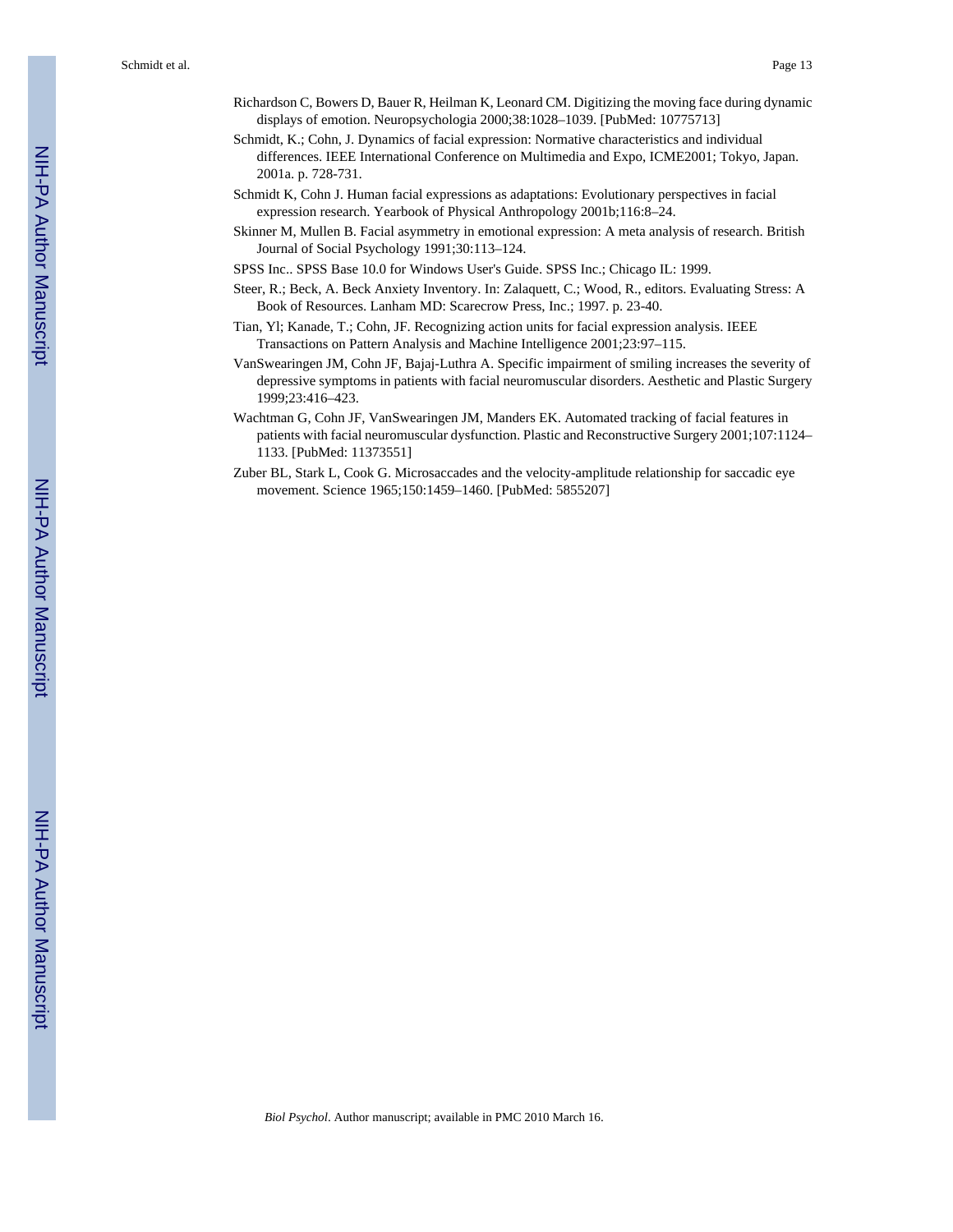Richardson C, Bowers D, Bauer R, Heilman K, Leonard CM. Digitizing the moving face during dynamic displays of emotion. Neuropsychologia 2000;38:1028–1039. [PubMed: 10775713]

Schmidt, K.; Cohn, J. Dynamics of facial expression: Normative characteristics and individual differences. IEEE International Conference on Multimedia and Expo, ICME2001; Tokyo, Japan. 2001a. p. 728-731.

Schmidt K, Cohn J. Human facial expressions as adaptations: Evolutionary perspectives in facial expression research. Yearbook of Physical Anthropology 2001b;116:8–24.

Skinner M, Mullen B. Facial asymmetry in emotional expression: A meta analysis of research. British Journal of Social Psychology 1991;30:113–124.

SPSS Inc.. SPSS Base 10.0 for Windows User's Guide. SPSS Inc.; Chicago IL: 1999.

Steer, R.; Beck, A. Beck Anxiety Inventory. In: Zalaquett, C.; Wood, R., editors. Evaluating Stress: A Book of Resources. Lanham MD: Scarecrow Press, Inc.; 1997. p. 23-40.

Tian, Yl; Kanade, T.; Cohn, JF. Recognizing action units for facial expression analysis. IEEE Transactions on Pattern Analysis and Machine Intelligence 2001;23:97–115.

VanSwearingen JM, Cohn JF, Bajaj-Luthra A. Specific impairment of smiling increases the severity of depressive symptoms in patients with facial neuromuscular disorders. Aesthetic and Plastic Surgery 1999;23:416–423.

Wachtman G, Cohn JF, VanSwearingen JM, Manders EK. Automated tracking of facial features in patients with facial neuromuscular dysfunction. Plastic and Reconstructive Surgery 2001;107:1124–1133. [PubMed: 11373551]

Zuber BL, Stark L, Cook G. Microsaccades and the velocity-amplitude relationship for saccadic eye movement. Science 1965;150:1459–1460. [PubMed: 5855207]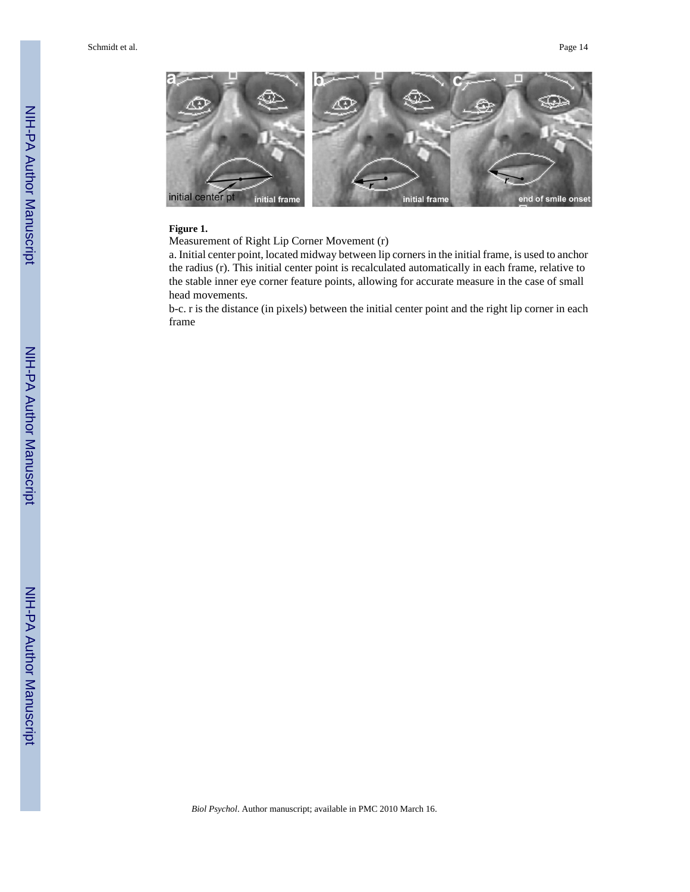**Figure 1.**

Measurement of Right Lip Corner Movement (r)

a. Initial center point, located midway between lip corners in the initial frame, is used to anchor the radius (r). This initial center point is recalculated automatically in each frame, relative to the stable inner eye corner feature points, allowing for accurate measure in the case of small head movements.

b-c. r is the distance (in pixels) between the initial center point and the right lip corner in each frame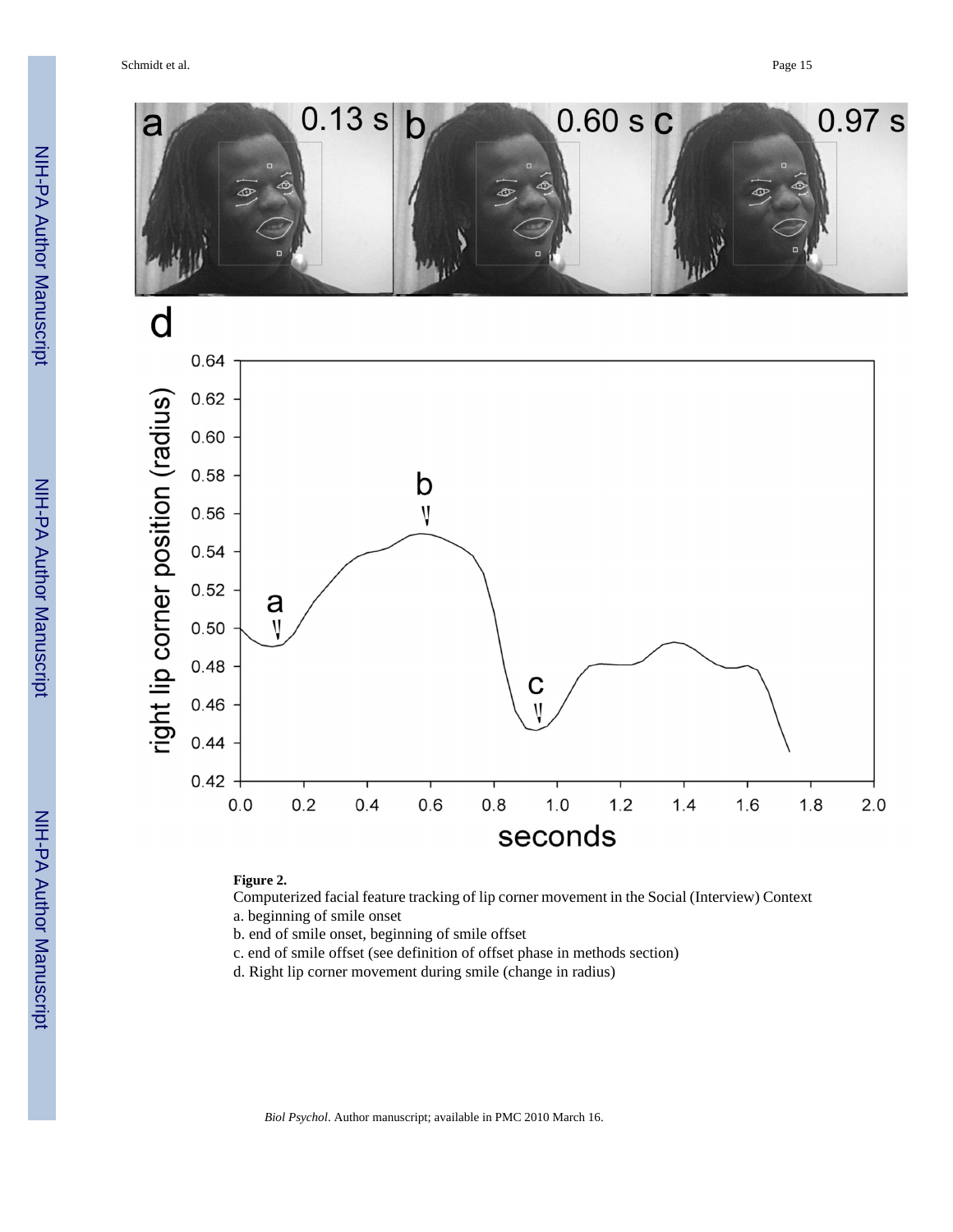**Figure 2.**

Computerized facial feature tracking of lip corner movement in the Social (Interview) Context

a. beginning of smile onset

b. end of smile onset, beginning of smile offset

c. end of smile offset (see definition of offset phase in methods section)

d. Right lip corner movement during smile (change in radius)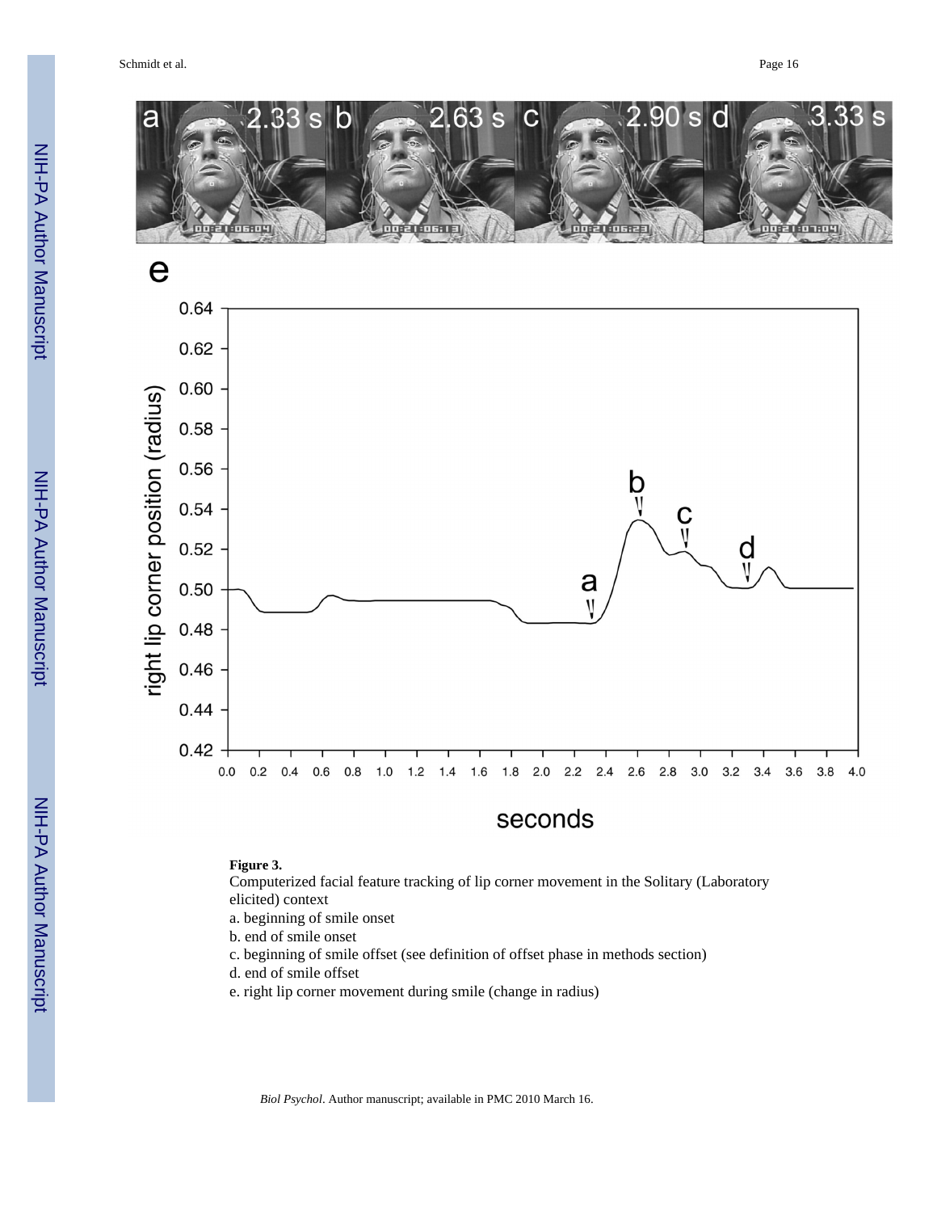**Figure 3.**

Computerized facial feature tracking of lip corner movement in the Solitary (Laboratory elicited) context

a. beginning of smile onset

b. end of smile onset

c. beginning of smile offset (see definition of offset phase in methods section)

d. end of smile offset

e. right lip corner movement during smile (change in radius)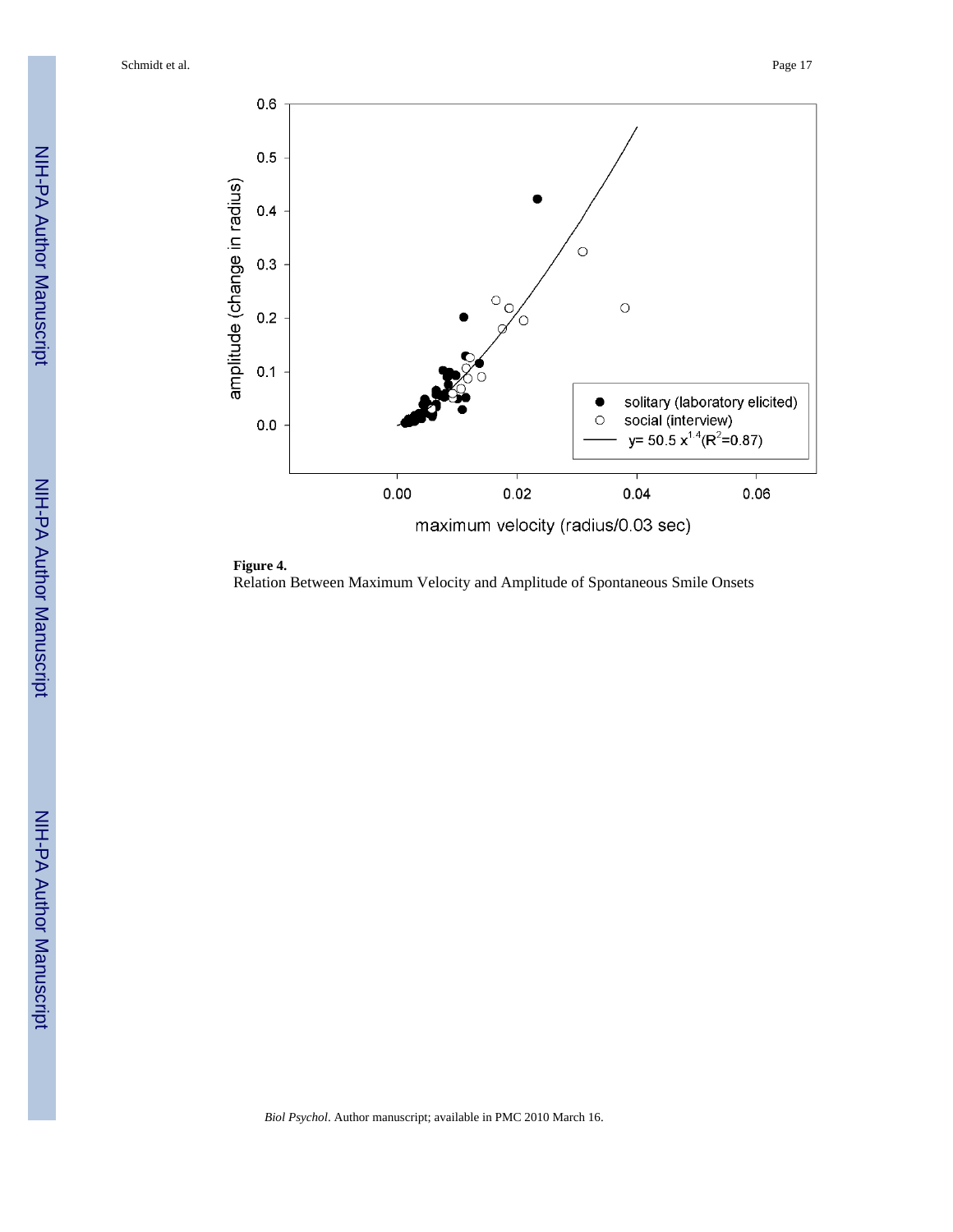**Figure 4.**

Relation Between Maximum Velocity and Amplitude of Spontaneous Smile Onsets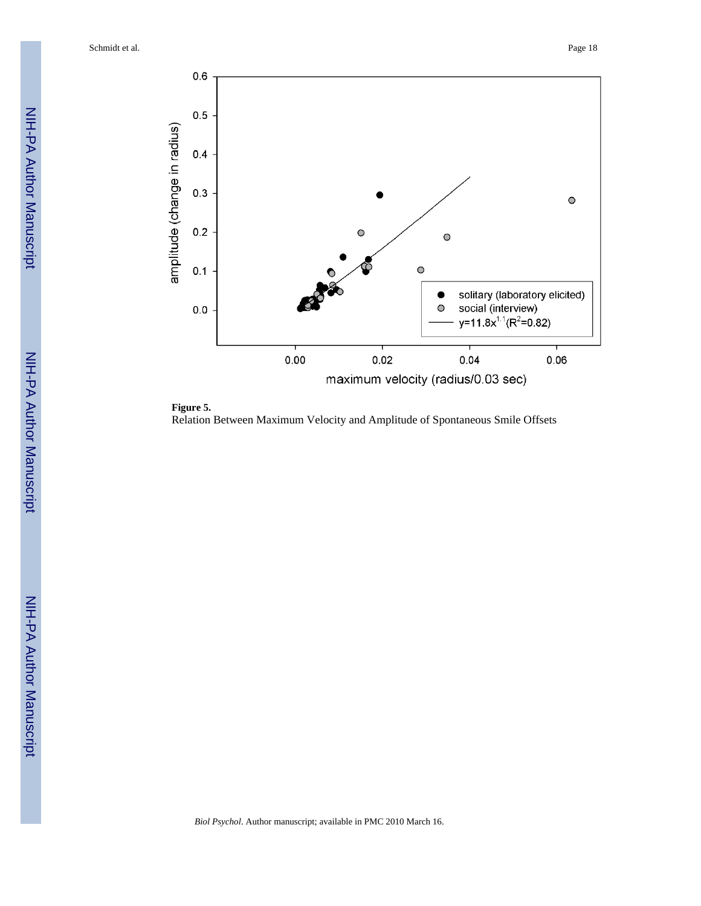0.6
0.5
0.4
0.3
0.2
0.1
0.0

amplitude (change in radius)

0.00
0.02
0.04
0.06

maximum velocity (radius/0.03 sec)

solitary (laboratory elicited)
social (interview)
$y=11.8x^{1.1}$ ($R^2$=0.82)

**Figure 5.**
Relation Between Maximum Velocity and Amplitude of Spontaneous Smile Offsets